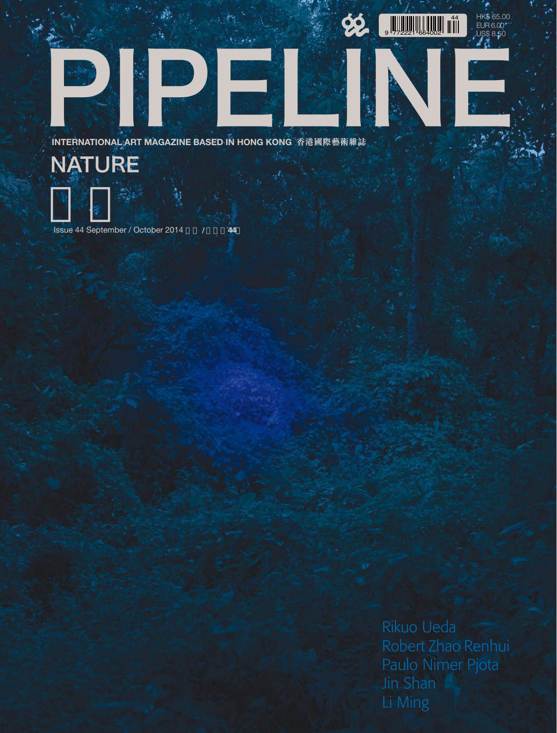# PIPELINE

INTERNATIONAL ART MAGAZINE BASED IN HONG KONG 香港國際藝術雜誌

HK$ 65.00
EUR 6.00
US$ 8.50

## NATURE

Issue 44 September / October 2014

Rikuo Ueda
Robert Zhao Renhui
Paulo Nimer Pjota
Jin Shan
Li Ming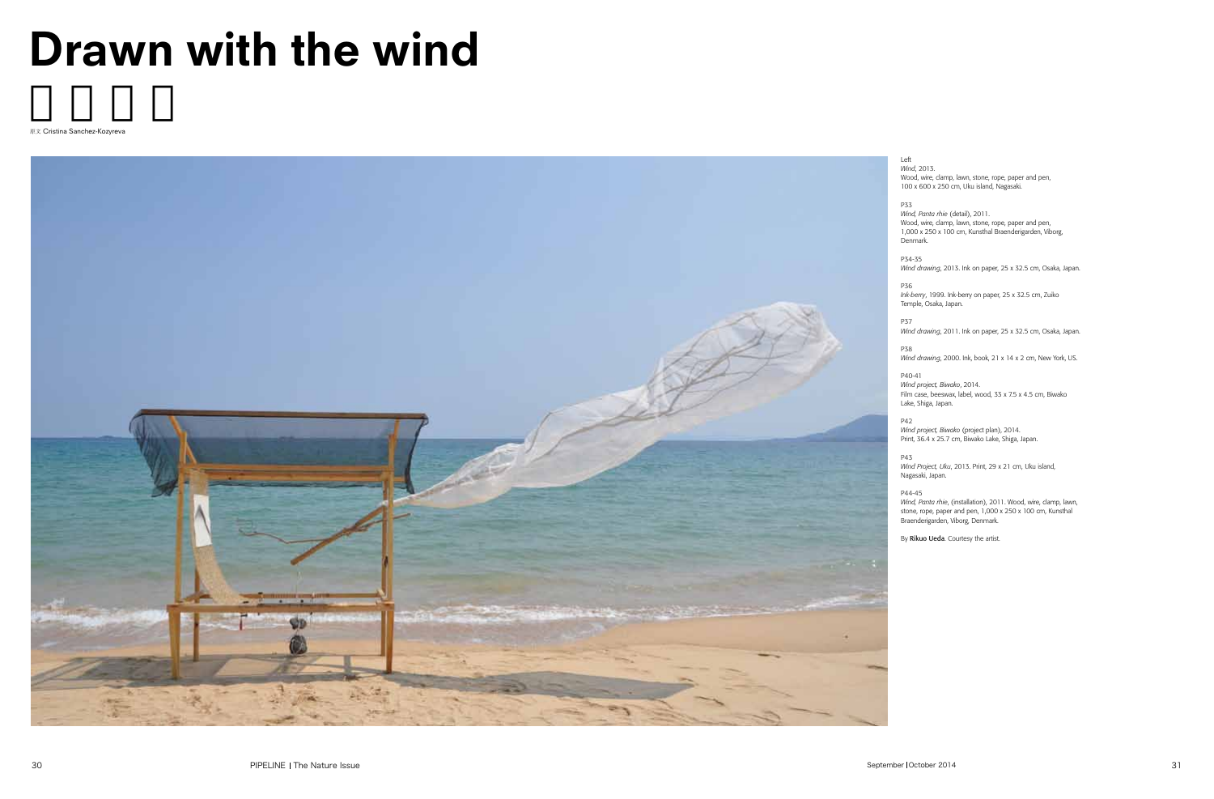# Drawn with the wind

□ □ □ □

原文 Cristina Sanchez-Kozyreva

Left
*Wind*, 2013.
Wood, wire, clamp, lawn, stone, rope, paper and pen, 100 x 600 x 250 cm, Uku island, Nagasaki.

P33
*Wind, Panta rhie* (detail), 2011.
Wood, wire, clamp, lawn, stone, rope, paper and pen, 1,000 x 250 x 100 cm, Kunsthal Braenderigarden, Viborg, Denmark.

P34-35
*Wind drawing*, 2013. Ink on paper, 25 x 32.5 cm, Osaka, Japan.

P36
*Ink-berry*, 1999. Ink-berry on paper, 25 x 32.5 cm, Zuiko Temple, Osaka, Japan.

P37
*Wind drawing*, 2011. Ink on paper, 25 x 32.5 cm, Osaka, Japan.

P38
*Wind drawing*, 2000. Ink, book, 21 x 14 x 2 cm, New York, US.

P40-41
*Wind project, Biwako*, 2014.
Film case, beeswax, label, wood, 33 x 7.5 x 4.5 cm, Biwako Lake, Shiga, Japan.

P42
*Wind project, Biwako* (project plan), 2014.
Print, 36.4 x 25.7 cm, Biwako Lake, Shiga, Japan.

P43
*Wind Project, Uku*, 2013. Print, 29 x 21 cm, Uku island, Nagasaki, Japan.

P44-45
*Wind, Panta rhie*, (installation), 2011. Wood, wire, clamp, lawn, stone, rope, paper and pen, 1,000 x 250 x 100 cm, Kunsthal Braenderigarden, Viborg, Denmark.

By **Rikuo Ueda**. Courtesy the artist.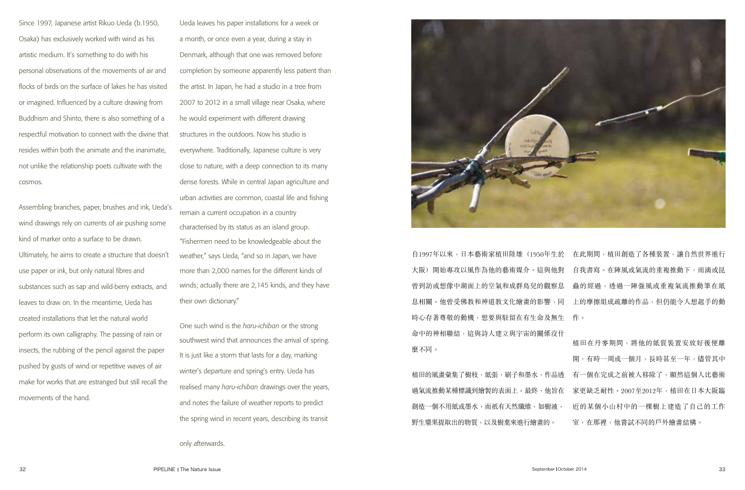Since 1997, Japanese artist Rikuo Ueda (b.1950, Osaka) has exclusively worked with wind as his artistic medium. It's something to do with his personal observations of the movements of air and flocks of birds on the surface of lakes he has visited or imagined. Influenced by a culture drawing from Buddhism and Shinto, there is also something of a respectful motivation to connect with the divine that resides within both the animate and the inanimate, not unlike the relationship poets cultivate with the cosmos.

Assembling branches, paper, brushes and ink, Ueda's wind drawings rely on currents of air pushing some kind of marker onto a surface to be drawn. Ultimately, he aims to create a structure that doesn't use paper or ink, but only natural fibres and substances such as sap and wild-berry extracts, and leaves to draw on. In the meantime, Ueda has created installations that let the natural world perform its own calligraphy. The passing of rain or insects, the rubbing of the pencil against the paper pushed by gusts of wind or repetitive waves of air make for works that are estranged but still recall the movements of the hand.

Ueda leaves his paper installations for a week or a month, or once even a year, during a stay in Denmark, although that one was removed before completion by someone apparently less patient than the artist. In Japan, he had a studio in a tree from 2007 to 2012 in a small village near Osaka, where he would experiment with different drawing structures in the outdoors. Now his studio is everywhere. Traditionally, Japanese culture is very close to nature, with a deep connection to its many dense forests. While in central Japan agriculture and urban activities are common, coastal life and fishing remain a current occupation in a country characterised by its status as an island group. "Fishermen need to be knowledgeable about the weather," says Ueda, "and so in Japan, we have more than 2,000 names for the different kinds of winds; actually there are 2,145 kinds, and they have their own dictionary."

One such wind is the *haru-ichiban* or the strong southwest wind that announces the arrival of spring. It is just like a storm that lasts for a day, marking winter's departure and spring's entry. Ueda has realised many *haru-ichiban* drawings over the years, and notes the failure of weather reports to predict the spring wind in recent years, describing its transit only afterwards.

自1997年以來，日本藝術家植田陸雄（1950年生於大阪）開始專攻以風作為他的藝術媒介。這與他對曾到訪或想像中湖面上的空氣和成群鳥兒的觀察息息相關。他曾受佛教和神道教文化繪畫的影響，同時心存著尊敬的動機，想要與駐留在有生命及無生命中的神相聯結，這與詩人建立與宇宙的關係沒什麼不同。

植田的風畫彙集了樹枝，紙張，刷子和墨水，作品透過氣流推動某種標識到繪製的表面上。最終，他旨在創造一個不用紙或墨水，而祇有天然纖維，如樹液，野生漿果提取出的物質，以及樹葉來進行繪畫的。

在此期間，植田創造了各種裝置，讓自然世界進行自我書寫。在陣風或氣流的重複推動下，雨滴或昆蟲的經過，透過一陣強風或重複氣流推動筆在紙上的摩擦組成疏離的作品，但仍能令人想起手的動作。

植田在丹麥期間，將他的紙質裝置安放好後便離開，有時一周或一個月，長時甚至一年，儘管其中有一個在完成之前被人移除了，顯然這個人比藝術家更缺乏耐性。2007至2012年，植田在日本大阪臨近的某個小山村中的一棵樹上建造了自己的工作室，在那裡，他嘗試不同的戶外繪畫結構。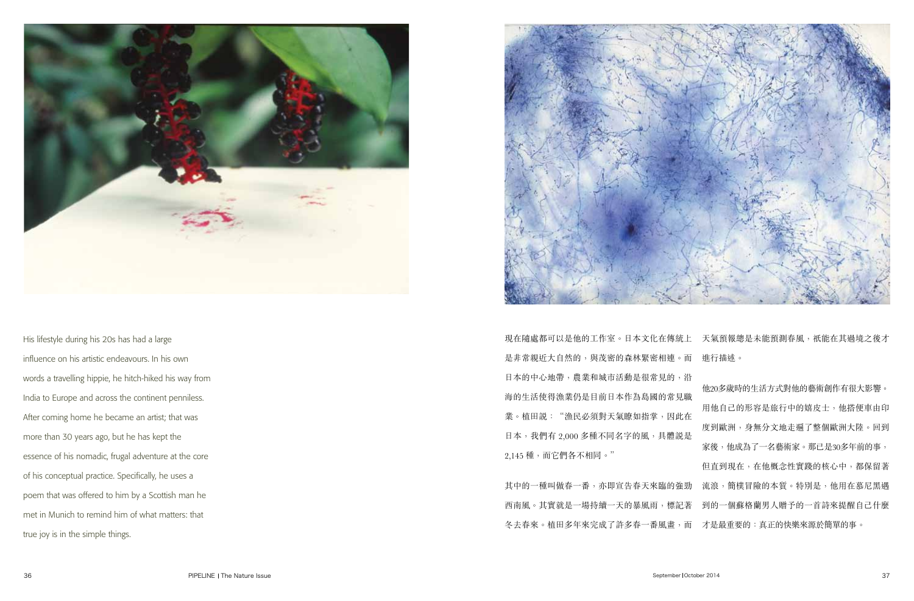His lifestyle during his 20s has had a large influence on his artistic endeavours. In his own words a travelling hippie, he hitch-hiked his way from India to Europe and across the continent penniless. After coming home he became an artist; that was more than 30 years ago, but he has kept the essence of his nomadic, frugal adventure at the core of his conceptual practice. Specifically, he uses a poem that was offered to him by a Scottish man he met in Munich to remind him of what matters: that true joy is in the simple things.

現在隨處都可以是他的工作室。日本文化在傳統上是非常親近大自然的，與茂密的森林緊密相連。而日本的中心地帶，農業和城市活動是很常見的，沿海的生活使得漁業仍是目前日本作為島國的常見職業。植田說："漁民必須對天氣瞭如指掌，因此在日本，我們有 2,000 多種不同名字的風，具體說是 2,145 種，而它們各不相同。"

其中的一種叫做春一番，亦即宣告春天來臨的強勁西南風。其實就是一場持續一天的暴風雨，標記著冬去春來。植田多年來完成了許多春一番風畫，而天氣預報總是未能預測春風，衹能在其過境之後才進行描述。

他20多歲時的生活方式對他的藝術創作有很大影響。用他自己的形容是旅行中的嬉皮士，他搭便車由印度到歐洲，身無分文地走遍了整個歐洲大陸。回到家後，他成為了一名藝術家。那已是30多年前的事，但直到現在，在他概念性實踐的核心中，都保留著流浪，簡樸冒險的本質。特別是，他用在慕尼黑遇到的一個蘇格蘭男人贈予的一首詩來提醒自己什麼才是最重要的：真正的快樂來源於簡單的事。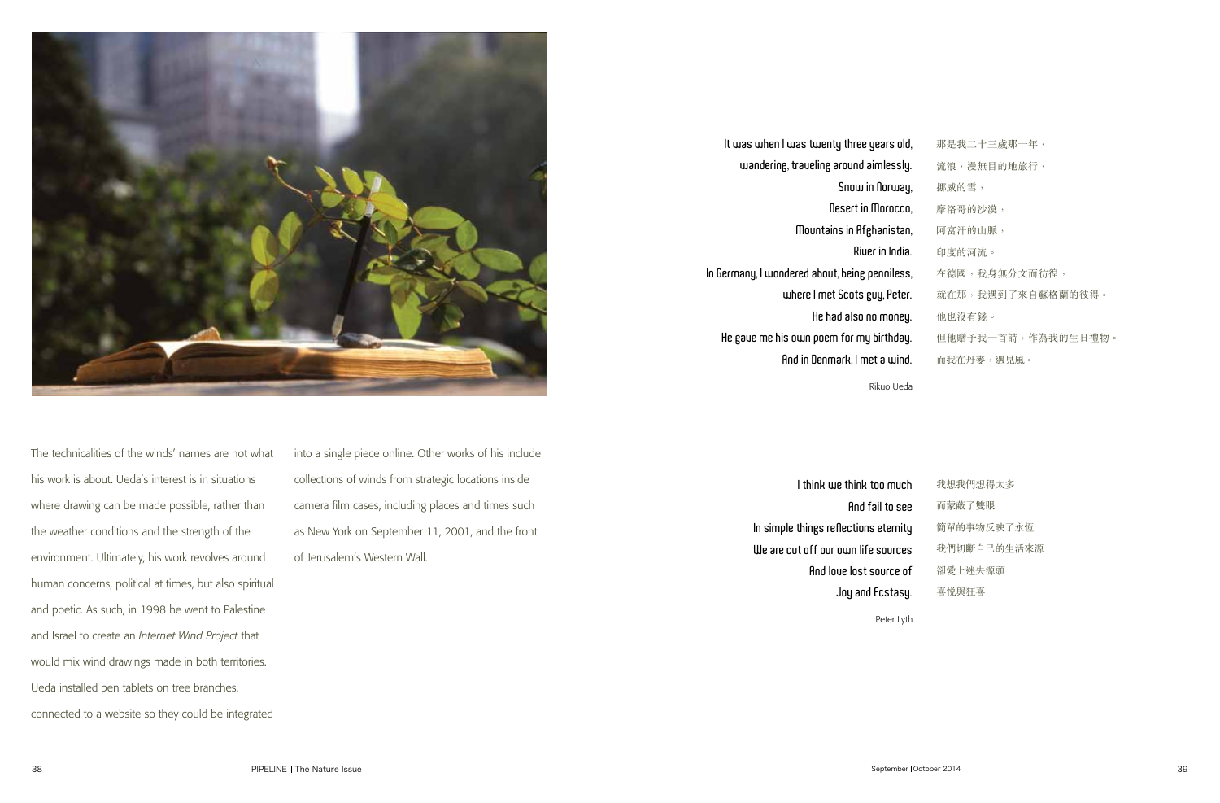The technicalities of the winds' names are not what his work is about. Ueda's interest is in situations where drawing can be made possible, rather than the weather conditions and the strength of the environment. Ultimately, his work revolves around human concerns, political at times, but also spiritual and poetic. As such, in 1998 he went to Palestine and Israel to create an *Internet Wind Project* that would mix wind drawings made in both territories. Ueda installed pen tablets on tree branches, connected to a website so they could be integrated into a single piece online. Other works of his include collections of winds from strategic locations inside camera film cases, including places and times such as New York on September 11, 2001, and the front of Jerusalem's Western Wall.

It was when I was twenty three years old,
wandering, traveling around aimlessly.
Snow in Norway,
Desert in Morocco,
Mountains in Afghanistan,
River in India.
In Germany, I wondered about, being penniless,
where I met Scots guy, Peter.
He had also no money.
He gave me his own poem for my birthday.
And in Denmark, I met a wind.

那是我二十三歲那一年，
流浪，漫無目的地旅行，
挪威的雪，
摩洛哥的沙漠，
阿富汗的山脈，
印度的河流。
在德國，我身無分文而彷徨，
就在那，我遇到了來自蘇格蘭的彼得。
他也沒有錢。
但他贈予我一首詩，作為我的生日禮物。
而我在丹麥，遇見風。

Rikuo Ueda

I think we think too much
And fail to see
In simple things reflections eternity
We are cut off our own life sources
And love lost source of
Joy and Ecstasy.

我想我們想得太多
而蒙蔽了雙眼
簡單的事物反映了永恆
我們切斷自己的生活來源
卻愛上迷失源頭
喜悅與狂喜

Peter Lyth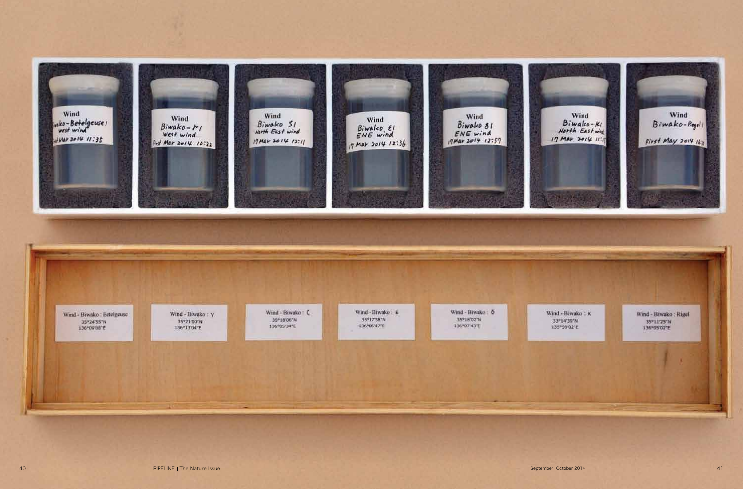Wind - Biwako : Betelgeuse
35°24'55"N
136°09'08"E

Wind - Biwako : γ
35°21'00"N
136°13'04"E

Wind - Biwako : ζ
35°18'06"N
136°05'34"E

Wind - Biwako : ε
35°17'58"N
136°06'47"E

Wind - Biwako : δ
35°18'02"N
136°07'43"E

Wind - Biwako : κ
33°14'30"N
135°59'02"E

Wind - Biwako : Rigel
35°11'25"N
136°05'02"E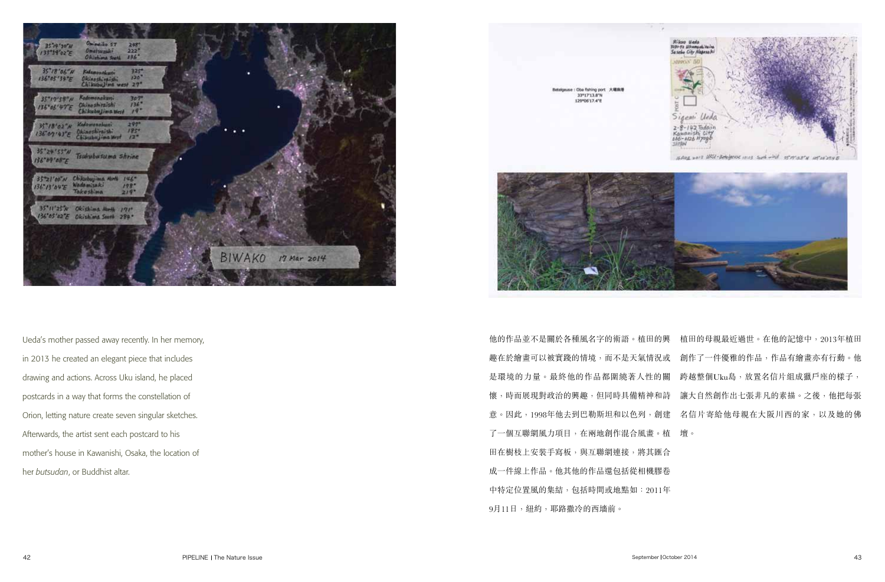Ueda's mother passed away recently. In her memory, in 2013 he created an elegant piece that includes drawing and actions. Across Uku island, he placed postcards in a way that forms the constellation of Orion, letting nature create seven singular sketches. Afterwards, the artist sent each postcard to his mother's house in Kawanishi, Osaka, the location of her *butsudan*, or Buddhist altar.

他的作品並不是關於各種風名字的術語。植田的興趣在於繪畫可以被實踐的情境，而不是天氣情況或是環境的力量。最終他的作品都圍繞著人性的關懷，時而展現對政治的興趣，但同時具備精神和詩意。因此，1998年他去到巴勒斯坦和以色列，創建了一個互聯網風力項目，在兩地創作混合風畫。植田在樹枝上安裝手寫板，與互聯網連接，將其匯合成一件線上作品。他其他的作品還包括從相機膠卷中特定位置風的集結，包括時間或地點如：2011年9月11日，紐約，耶路撒冷的西牆前。

植田的母親最近過世。在他的記憶中，2013年植田創作了一件優雅的作品，作品有繪畫亦有行動。他跨越整個Uku島，放置名信片組成獵戶座的樣子，讓大自然創作出七張非凡的素描。之後，他把每張名信片寄給他母親在大阪川西的家，以及她的佛壇。